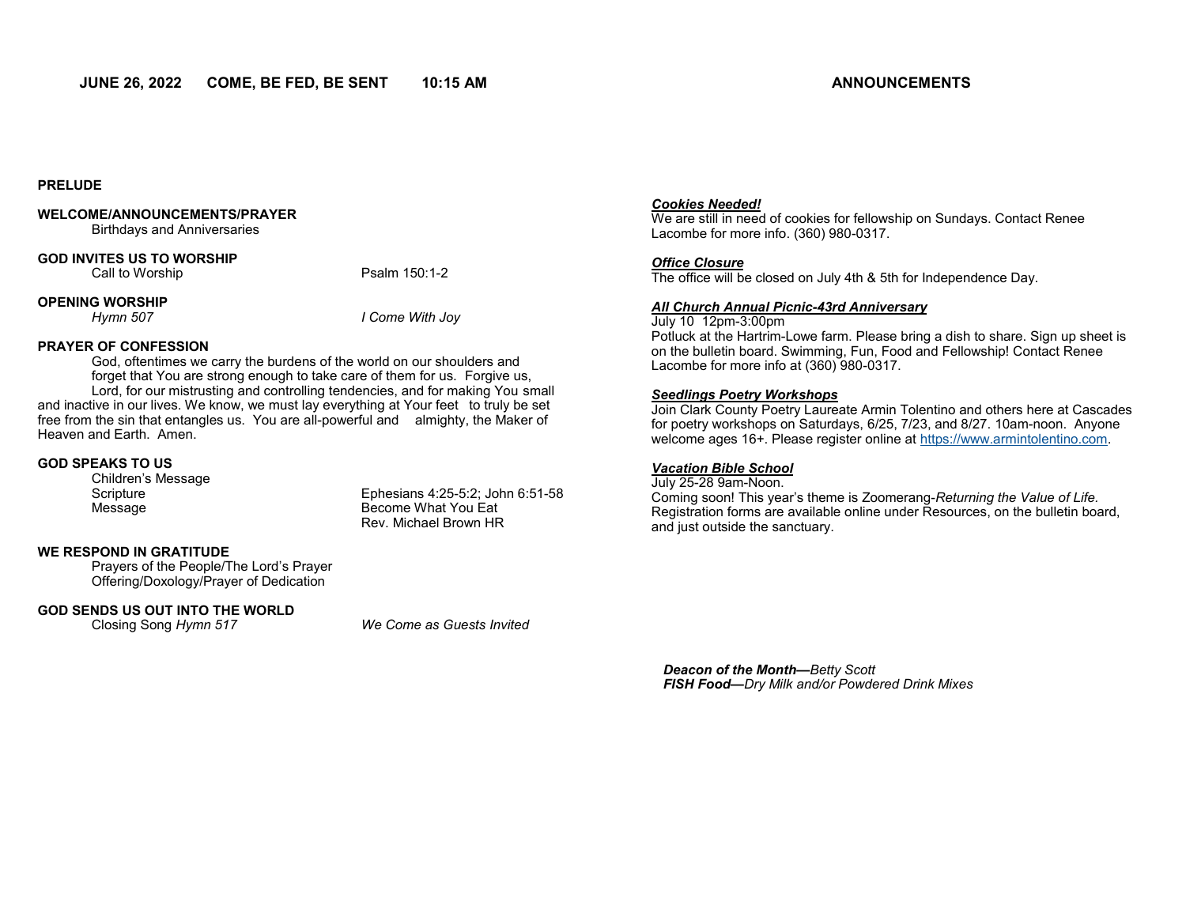**JUNE 26, 2022 COME, BE FED, BE SENT 10:15 AM**

**PRELUDE**

**WELCOME/ANNOUNCEMENTS/PRAYER**
Birthdays and Anniversaries

**GOD INVITES US TO WORSHIP**
Call to Worship Psalm 150:1-2

**OPENING WORSHIP**
*Hymn 507* *I Come With Joy*

**PRAYER OF CONFESSION**
God, oftentimes we carry the burdens of the world on our shoulders and forget that You are strong enough to take care of them for us. Forgive us, Lord, for our mistrusting and controlling tendencies, and for making You small and inactive in our lives. We know, we must lay everything at Your feet to truly be set free from the sin that entangles us. You are all-powerful and almighty, the Maker of Heaven and Earth. Amen.

**GOD SPEAKS TO US**
Children's Message
Scripture Ephesians 4:25-5:2; John 6:51-58
Message Become What You Eat
Rev. Michael Brown HR

**WE RESPOND IN GRATITUDE**
Prayers of the People/The Lord's Prayer
Offering/Doxology/Prayer of Dedication

**GOD SENDS US OUT INTO THE WORLD**
Closing Song *Hymn 517* *We Come as Guests Invited*

**ANNOUNCEMENTS**

***Cookies Needed!***
We are still in need of cookies for fellowship on Sundays. Contact Renee Lacombe for more info. (360) 980-0317.

***Office Closure***
The office will be closed on July 4th & 5th for Independence Day.

***All Church Annual Picnic-43rd Anniversary***
July 10 12pm-3:00pm
Potluck at the Hartrim-Lowe farm. Please bring a dish to share. Sign up sheet is on the bulletin board. Swimming, Fun, Food and Fellowship! Contact Renee Lacombe for more info at (360) 980-0317.

***Seedlings Poetry Workshops***
Join Clark County Poetry Laureate Armin Tolentino and others here at Cascades for poetry workshops on Saturdays, 6/25, 7/23, and 8/27. 10am-noon. Anyone welcome ages 16+. Please register online at https://www.armintolentino.com.

***Vacation Bible School***
July 25-28 9am-Noon.
Coming soon! This year's theme is Zoomerang-*Returning the Value of Life.* Registration forms are available online under Resources, on the bulletin board, and just outside the sanctuary.

***Deacon of the Month—****Betty Scott*
***FISH Food—****Dry Milk and/or Powdered Drink Mixes*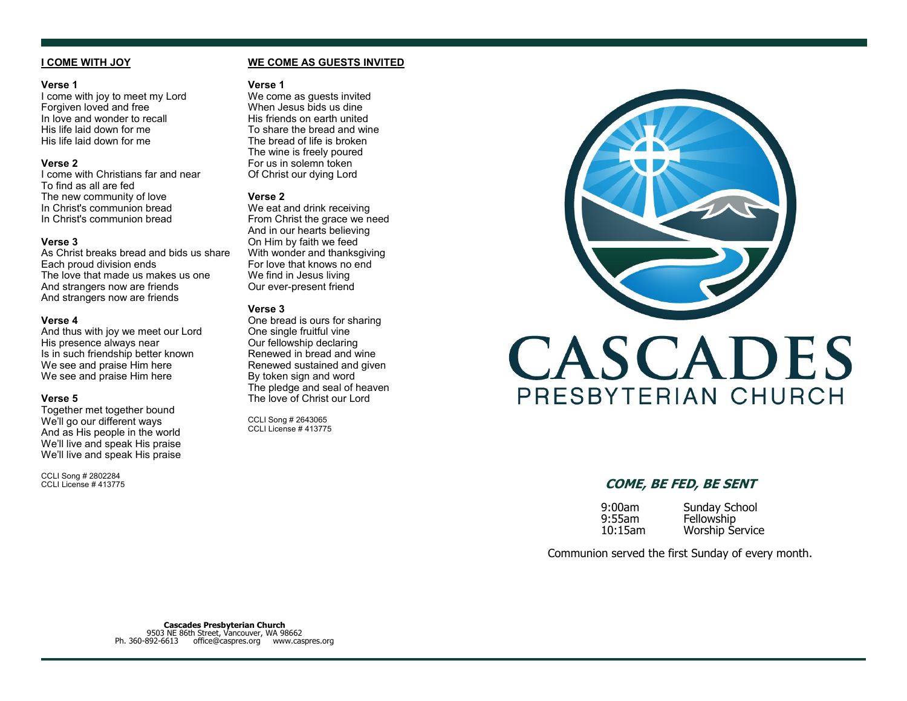**I COME WITH JOY**

**Verse 1**
I come with joy to meet my Lord
Forgiven loved and free
In love and wonder to recall
His life laid down for me
His life laid down for me

**Verse 2**
I come with Christians far and near
To find as all are fed
The new community of love
In Christ's communion bread
In Christ's communion bread

**Verse 3**
As Christ breaks bread and bids us share
Each proud division ends
The love that made us makes us one
And strangers now are friends
And strangers now are friends

**Verse 4**
And thus with joy we meet our Lord
His presence always near
Is in such friendship better known
We see and praise Him here
We see and praise Him here

**Verse 5**
Together met together bound
We'll go our different ways
And as His people in the world
We'll live and speak His praise
We'll live and speak His praise

CCLI Song # 2802284
CCLI License # 413775

**WE COME AS GUESTS INVITED**

**Verse 1**
We come as guests invited
When Jesus bids us dine
His friends on earth united
To share the bread and wine
The bread of life is broken
The wine is freely poured
For us in solemn token
Of Christ our dying Lord

**Verse 2**
We eat and drink receiving
From Christ the grace we need
And in our hearts believing
On Him by faith we feed
With wonder and thanksgiving
For love that knows no end
We find in Jesus living
Our ever-present friend

**Verse 3**
One bread is ours for sharing
One single fruitful vine
Our fellowship declaring
Renewed in bread and wine
Renewed sustained and given
By token sign and word
The pledge and seal of heaven
The love of Christ our Lord

CCLI Song # 2643065
CCLI License # 413775

**Cascades Presbyterian Church**
9503 NE 86th Street, Vancouver, WA 98662
Ph. 360-892-6613 office@caspres.org www.caspres.org

# CASCADES
## PRESBYTERIAN CHURCH

***COME, BE FED, BE SENT***

| | |
|---|---|
| 9:00am | Sunday School |
| 9:55am | Fellowship |
| 10:15am | Worship Service |

Communion served the first Sunday of every month.